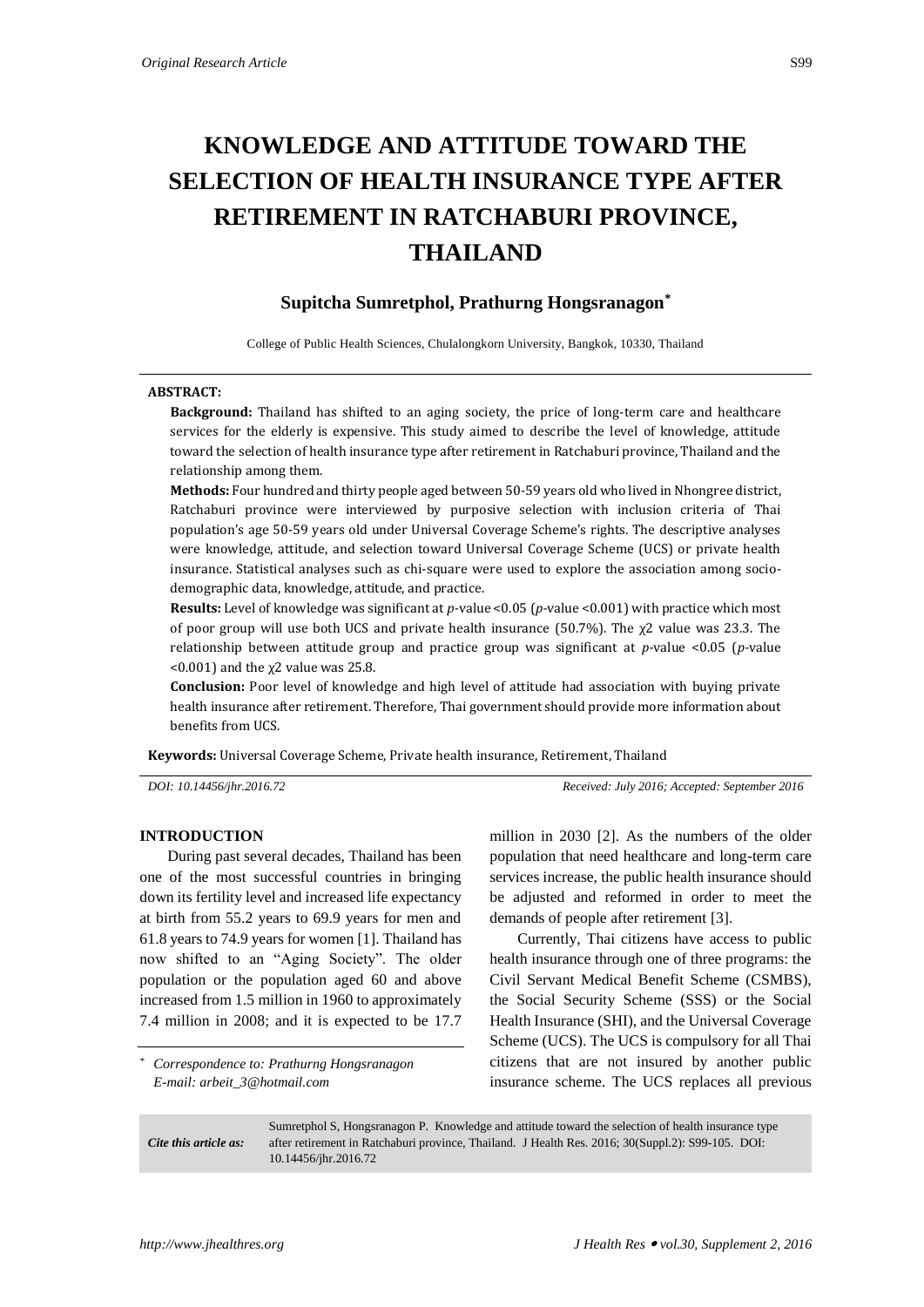# KNOWLEDGE AND ATTITUDE TOWARD THE SELECTION OF HEALTH INSURANCE TYPE AFTER RETIREMENT IN RATCHABURI PROVINCE, THAILAND

**Supitcha Sumretphol, Prathurng Hongsranagon***

College of Public Health Sciences, Chulalongkorn University, Bangkok, 10330, Thailand

**ABSTRACT:**

**Background:** Thailand has shifted to an aging society, the price of long-term care and healthcare services for the elderly is expensive. This study aimed to describe the level of knowledge, attitude toward the selection of health insurance type after retirement in Ratchaburi province, Thailand and the relationship among them.

**Methods:** Four hundred and thirty people aged between 50-59 years old who lived in Nhongree district, Ratchaburi province were interviewed by purposive selection with inclusion criteria of Thai population's age 50-59 years old under Universal Coverage Scheme's rights. The descriptive analyses were knowledge, attitude, and selection toward Universal Coverage Scheme (UCS) or private health insurance. Statistical analyses such as chi-square were used to explore the association among socio-demographic data, knowledge, attitude, and practice.

**Results:** Level of knowledge was significant at *p*-value <0.05 (*p*-value <0.001) with practice which most of poor group will use both UCS and private health insurance (50.7%). The $\chi^2$ value was 23.3. The relationship between attitude group and practice group was significant at *p*-value <0.05 (*p*-value <0.001) and the $\chi^2$ value was 25.8.

**Conclusion:** Poor level of knowledge and high level of attitude had association with buying private health insurance after retirement. Therefore, Thai government should provide more information about benefits from UCS.

**Keywords:** Universal Coverage Scheme, Private health insurance, Retirement, Thailand

*DOI: 10.14456/jhr.2016.72* *Received: July 2016; Accepted: September 2016*

## INTRODUCTION

During past several decades, Thailand has been one of the most successful countries in bringing down its fertility level and increased life expectancy at birth from 55.2 years to 69.9 years for men and 61.8 years to 74.9 years for women [1]. Thailand has now shifted to an "Aging Society". The older population or the population aged 60 and above increased from 1.5 million in 1960 to approximately 7.4 million in 2008; and it is expected to be 17.7 million in 2030 [2]. As the numbers of the older population that need healthcare and long-term care services increase, the public health insurance should be adjusted and reformed in order to meet the demands of people after retirement [3].

Currently, Thai citizens have access to public health insurance through one of three programs: the Civil Servant Medical Benefit Scheme (CSMBS), the Social Security Scheme (SSS) or the Social Health Insurance (SHI), and the Universal Coverage Scheme (UCS). The UCS is compulsory for all Thai citizens that are not insured by another public insurance scheme. The UCS replaces all previous

\* *Correspondence to: Prathurng Hongsranagon*
*E-mail: arbeit_3@hotmail.com*

*Cite this article as:* Sumretphol S, Hongsranagon P. Knowledge and attitude toward the selection of health insurance type after retirement in Ratchaburi province, Thailand. J Health Res. 2016; 30(Suppl.2): S99-105. DOI: 10.14456/jhr.2016.72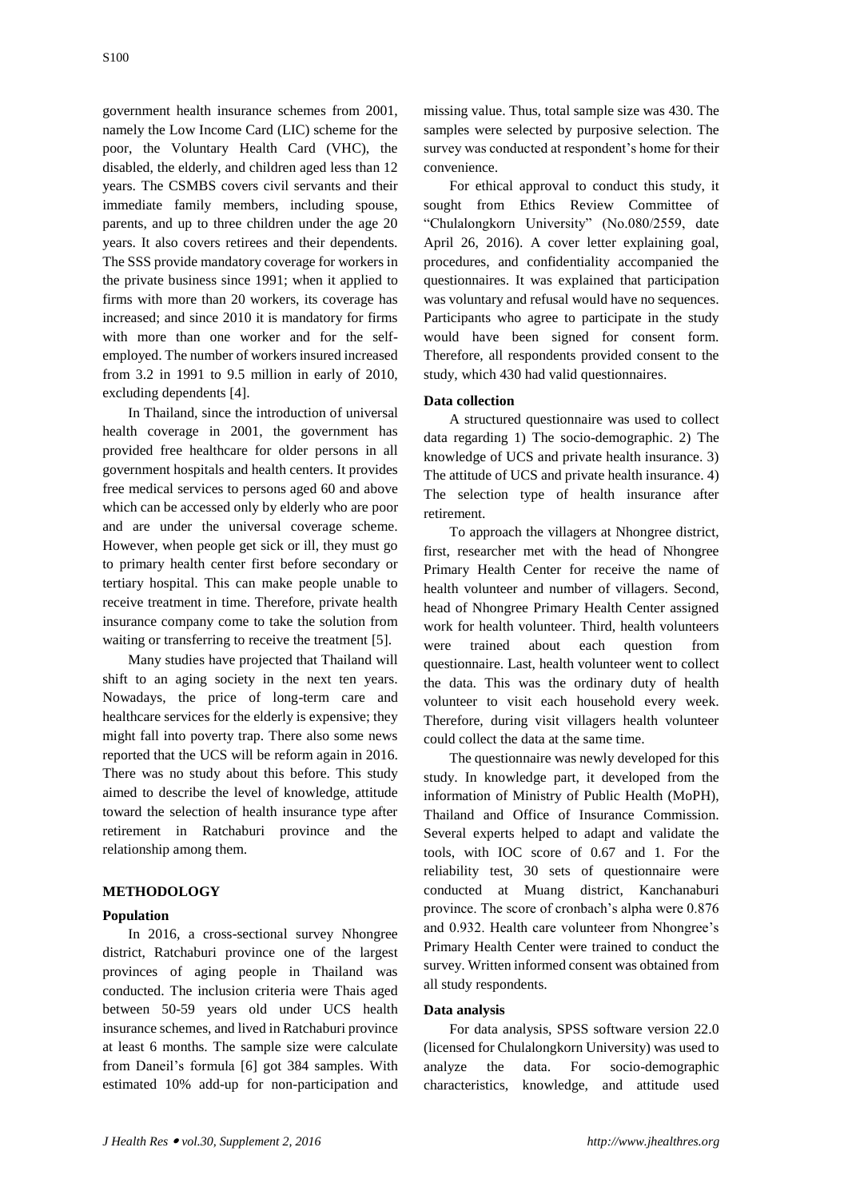government health insurance schemes from 2001, namely the Low Income Card (LIC) scheme for the poor, the Voluntary Health Card (VHC), the disabled, the elderly, and children aged less than 12 years. The CSMBS covers civil servants and their immediate family members, including spouse, parents, and up to three children under the age 20 years. It also covers retirees and their dependents. The SSS provide mandatory coverage for workers in the private business since 1991; when it applied to firms with more than 20 workers, its coverage has increased; and since 2010 it is mandatory for firms with more than one worker and for the self-employed. The number of workers insured increased from 3.2 in 1991 to 9.5 million in early of 2010, excluding dependents [4].

In Thailand, since the introduction of universal health coverage in 2001, the government has provided free healthcare for older persons in all government hospitals and health centers. It provides free medical services to persons aged 60 and above which can be accessed only by elderly who are poor and are under the universal coverage scheme. However, when people get sick or ill, they must go to primary health center first before secondary or tertiary hospital. This can make people unable to receive treatment in time. Therefore, private health insurance company come to take the solution from waiting or transferring to receive the treatment [5].

Many studies have projected that Thailand will shift to an aging society in the next ten years. Nowadays, the price of long-term care and healthcare services for the elderly is expensive; they might fall into poverty trap. There also some news reported that the UCS will be reform again in 2016. There was no study about this before. This study aimed to describe the level of knowledge, attitude toward the selection of health insurance type after retirement in Ratchaburi province and the relationship among them.

## METHODOLOGY

### Population

In 2016, a cross-sectional survey Nhongree district, Ratchaburi province one of the largest provinces of aging people in Thailand was conducted. The inclusion criteria were Thais aged between 50-59 years old under UCS health insurance schemes, and lived in Ratchaburi province at least 6 months. The sample size were calculate from Daneil's formula [6] got 384 samples. With estimated 10% add-up for non-participation and missing value. Thus, total sample size was 430. The samples were selected by purposive selection. The survey was conducted at respondent's home for their convenience.

For ethical approval to conduct this study, it sought from Ethics Review Committee of "Chulalongkorn University" (No.080/2559, date April 26, 2016). A cover letter explaining goal, procedures, and confidentiality accompanied the questionnaires. It was explained that participation was voluntary and refusal would have no sequences. Participants who agree to participate in the study would have been signed for consent form. Therefore, all respondents provided consent to the study, which 430 had valid questionnaires.

### Data collection

A structured questionnaire was used to collect data regarding 1) The socio-demographic. 2) The knowledge of UCS and private health insurance. 3) The attitude of UCS and private health insurance. 4) The selection type of health insurance after retirement.

To approach the villagers at Nhongree district, first, researcher met with the head of Nhongree Primary Health Center for receive the name of health volunteer and number of villagers. Second, head of Nhongree Primary Health Center assigned work for health volunteer. Third, health volunteers were trained about each question from questionnaire. Last, health volunteer went to collect the data. This was the ordinary duty of health volunteer to visit each household every week. Therefore, during visit villagers health volunteer could collect the data at the same time.

The questionnaire was newly developed for this study. In knowledge part, it developed from the information of Ministry of Public Health (MoPH), Thailand and Office of Insurance Commission. Several experts helped to adapt and validate the tools, with IOC score of 0.67 and 1. For the reliability test, 30 sets of questionnaire were conducted at Muang district, Kanchanaburi province. The score of cronbach's alpha were 0.876 and 0.932. Health care volunteer from Nhongree's Primary Health Center were trained to conduct the survey. Written informed consent was obtained from all study respondents.

### Data analysis

For data analysis, SPSS software version 22.0 (licensed for Chulalongkorn University) was used to analyze the data. For socio-demographic characteristics, knowledge, and attitude used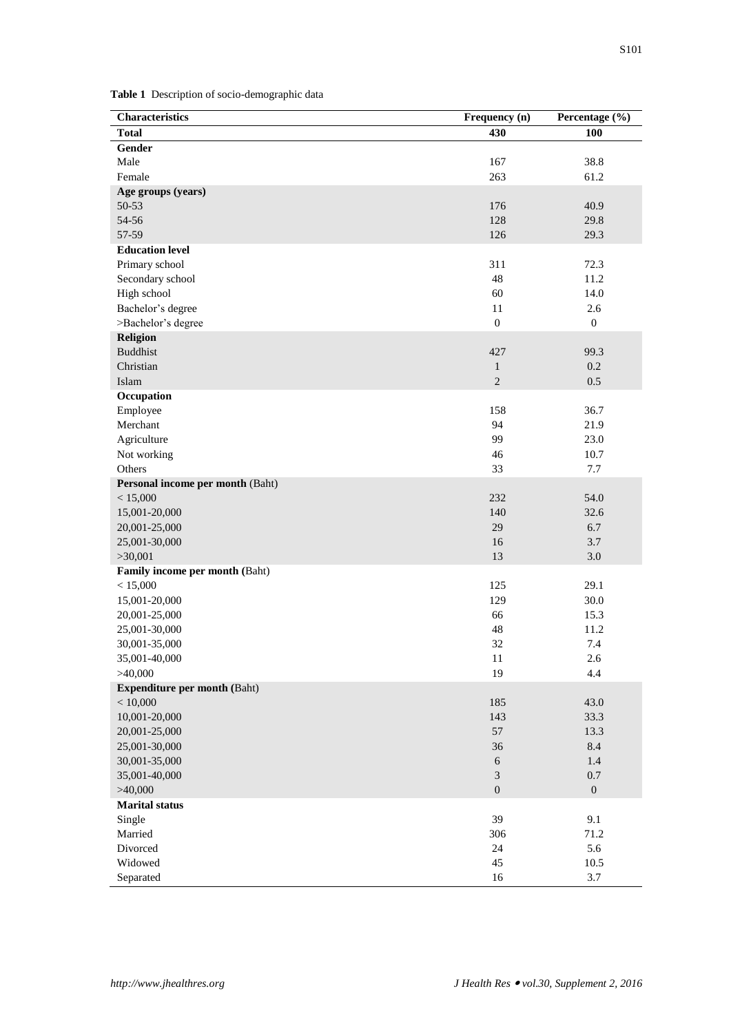**Table 1** Description of socio-demographic data

| Characteristics | Frequency (n) | Percentage (%) |
|---|---|---|
| **Total** | **430** | **100** |
| **Gender** | | |
| Male | 167 | 38.8 |
| Female | 263 | 61.2 |
| **Age groups (years)** | | |
| 50-53 | 176 | 40.9 |
| 54-56 | 128 | 29.8 |
| 57-59 | 126 | 29.3 |
| **Education level** | | |
| Primary school | 311 | 72.3 |
| Secondary school | 48 | 11.2 |
| High school | 60 | 14.0 |
| Bachelor's degree | 11 | 2.6 |
| >Bachelor's degree | 0 | 0 |
| **Religion** | | |
| Buddhist | 427 | 99.3 |
| Christian | 1 | 0.2 |
| Islam | 2 | 0.5 |
| **Occupation** | | |
| Employee | 158 | 36.7 |
| Merchant | 94 | 21.9 |
| Agriculture | 99 | 23.0 |
| Not working | 46 | 10.7 |
| Others | 33 | 7.7 |
| **Personal income per month** (Baht) | | |
| < 15,000 | 232 | 54.0 |
| 15,001-20,000 | 140 | 32.6 |
| 20,001-25,000 | 29 | 6.7 |
| 25,001-30,000 | 16 | 3.7 |
| >30,001 | 13 | 3.0 |
| **Family income per month (**Baht) | | |
| < 15,000 | 125 | 29.1 |
| 15,001-20,000 | 129 | 30.0 |
| 20,001-25,000 | 66 | 15.3 |
| 25,001-30,000 | 48 | 11.2 |
| 30,001-35,000 | 32 | 7.4 |
| 35,001-40,000 | 11 | 2.6 |
| >40,000 | 19 | 4.4 |
| **Expenditure per month (**Baht) | | |
| < 10,000 | 185 | 43.0 |
| 10,001-20,000 | 143 | 33.3 |
| 20,001-25,000 | 57 | 13.3 |
| 25,001-30,000 | 36 | 8.4 |
| 30,001-35,000 | 6 | 1.4 |
| 35,001-40,000 | 3 | 0.7 |
| >40,000 | 0 | 0 |
| **Marital status** | | |
| Single | 39 | 9.1 |
| Married | 306 | 71.2 |
| Divorced | 24 | 5.6 |
| Widowed | 45 | 10.5 |
| Separated | 16 | 3.7 |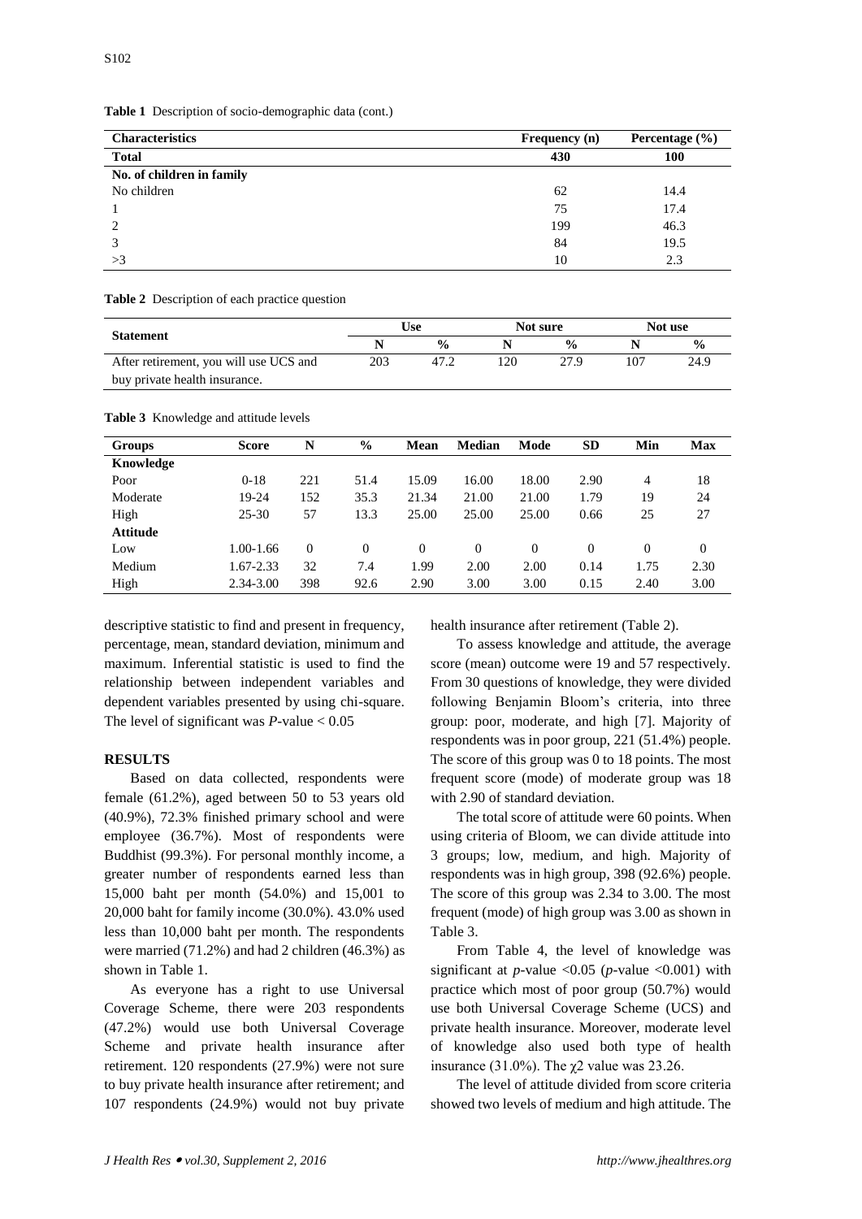**Table 1** Description of socio-demographic data (cont.)

| Characteristics | Frequency (n) | Percentage (%) |
|---|---|---|
| **Total** | **430** | **100** |
| **No. of children in family** | | |
| No children | 62 | 14.4 |
| 1 | 75 | 17.4 |
| 2 | 199 | 46.3 |
| 3 | 84 | 19.5 |
| >3 | 10 | 2.3 |

**Table 2** Description of each practice question

| Statement | Use | | Not sure | | Not use | |
|---|---|---|---|---|---|---|
| | N | % | N | % | N | % |
| After retirement, you will use UCS and buy private health insurance. | 203 | 47.2 | 120 | 27.9 | 107 | 24.9 |

**Table 3** Knowledge and attitude levels

| Groups | Score | N | % | Mean | Median | Mode | SD | Min | Max |
|---|---|---|---|---|---|---|---|---|---|
| **Knowledge** | | | | | | | | | |
| Poor | 0-18 | 221 | 51.4 | 15.09 | 16.00 | 18.00 | 2.90 | 4 | 18 |
| Moderate | 19-24 | 152 | 35.3 | 21.34 | 21.00 | 21.00 | 1.79 | 19 | 24 |
| High | 25-30 | 57 | 13.3 | 25.00 | 25.00 | 25.00 | 0.66 | 25 | 27 |
| **Attitude** | | | | | | | | | |
| Low | 1.00-1.66 | 0 | 0 | 0 | 0 | 0 | 0 | 0 | 0 |
| Medium | 1.67-2.33 | 32 | 7.4 | 1.99 | 2.00 | 2.00 | 0.14 | 1.75 | 2.30 |
| High | 2.34-3.00 | 398 | 92.6 | 2.90 | 3.00 | 3.00 | 0.15 | 2.40 | 3.00 |

descriptive statistic to find and present in frequency, percentage, mean, standard deviation, minimum and maximum. Inferential statistic is used to find the relationship between independent variables and dependent variables presented by using chi-square. The level of significant was $P$-value $< 0.05$

## RESULTS

Based on data collected, respondents were female (61.2%), aged between 50 to 53 years old (40.9%), 72.3% finished primary school and were employee (36.7%). Most of respondents were Buddhist (99.3%). For personal monthly income, a greater number of respondents earned less than 15,000 baht per month (54.0%) and 15,001 to 20,000 baht for family income (30.0%). 43.0% used less than 10,000 baht per month. The respondents were married (71.2%) and had 2 children (46.3%) as shown in Table 1.

As everyone has a right to use Universal Coverage Scheme, there were 203 respondents (47.2%) would use both Universal Coverage Scheme and private health insurance after retirement. 120 respondents (27.9%) were not sure to buy private health insurance after retirement; and 107 respondents (24.9%) would not buy private health insurance after retirement (Table 2).

To assess knowledge and attitude, the average score (mean) outcome were 19 and 57 respectively. From 30 questions of knowledge, they were divided following Benjamin Bloom's criteria, into three group: poor, moderate, and high [7]. Majority of respondents was in poor group, 221 (51.4%) people. The score of this group was 0 to 18 points. The most frequent score (mode) of moderate group was 18 with 2.90 of standard deviation.

The total score of attitude were 60 points. When using criteria of Bloom, we can divide attitude into 3 groups; low, medium, and high. Majority of respondents was in high group, 398 (92.6%) people. The score of this group was 2.34 to 3.00. The most frequent (mode) of high group was 3.00 as shown in Table 3.

From Table 4, the level of knowledge was significant at $p$-value $<0.05$ ($p$-value $<0.001$) with practice which most of poor group (50.7%) would use both Universal Coverage Scheme (UCS) and private health insurance. Moreover, moderate level of knowledge also used both type of health insurance (31.0%). The $\chi^2$ value was 23.26.

The level of attitude divided from score criteria showed two levels of medium and high attitude. The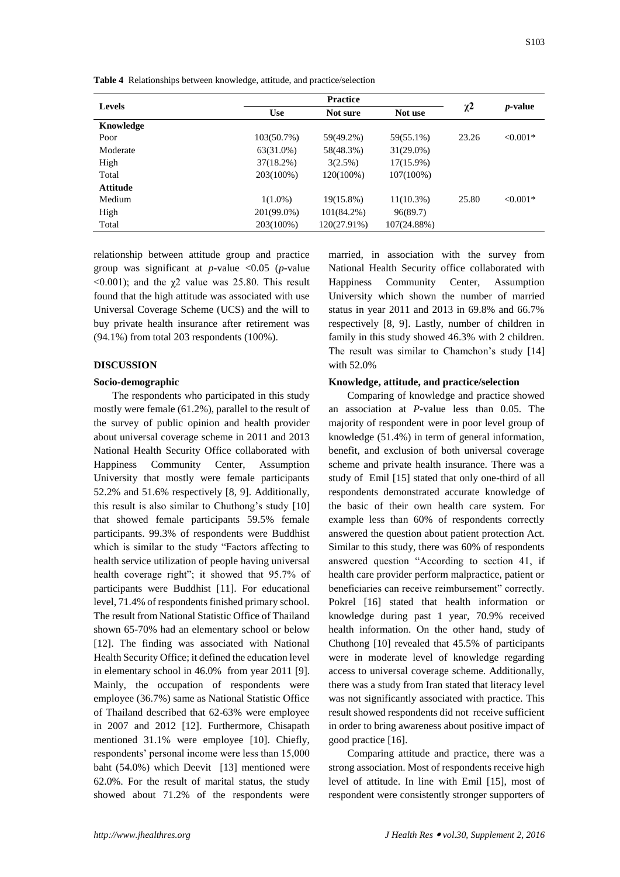**Table 4** Relationships between knowledge, attitude, and practice/selection

| Levels | Practice | | | $\chi2$ | *p*-value |
|---|---|---|---|---|---|
| | Use | Not sure | Not use | | |
| **Knowledge** | | | | | |
| Poor | 103(50.7%) | 59(49.2%) | 59(55.1%) | 23.26 | <0.001* |
| Moderate | 63(31.0%) | 58(48.3%) | 31(29.0%) | | |
| High | 37(18.2%) | 3(2.5%) | 17(15.9%) | | |
| Total | 203(100%) | 120(100%) | 107(100%) | | |
| **Attitude** | | | | | |
| Medium | 1(1.0%) | 19(15.8%) | 11(10.3%) | 25.80 | <0.001* |
| High | 201(99.0%) | 101(84.2%) | 96(89.7) | | |
| Total | 203(100%) | 120(27.91%) | 107(24.88%) | | |

relationship between attitude group and practice group was significant at *p*-value <0.05 (*p*-value <0.001); and the $\chi2$ value was 25.80. This result found that the high attitude was associated with use Universal Coverage Scheme (UCS) and the will to buy private health insurance after retirement was (94.1%) from total 203 respondents (100%).

## DISCUSSION

### Socio-demographic

The respondents who participated in this study mostly were female (61.2%), parallel to the result of the survey of public opinion and health provider about universal coverage scheme in 2011 and 2013 National Health Security Office collaborated with Happiness Community Center, Assumption University that mostly were female participants 52.2% and 51.6% respectively [8, 9]. Additionally, this result is also similar to Chuthong's study [10] that showed female participants 59.5% female participants. 99.3% of respondents were Buddhist which is similar to the study "Factors affecting to health service utilization of people having universal health coverage right"; it showed that 95.7% of participants were Buddhist [11]. For educational level, 71.4% of respondents finished primary school. The result from National Statistic Office of Thailand shown 65-70% had an elementary school or below [12]. The finding was associated with National Health Security Office; it defined the education level in elementary school in 46.0% from year 2011 [9]. Mainly, the occupation of respondents were employee (36.7%) same as National Statistic Office of Thailand described that 62-63% were employee in 2007 and 2012 [12]. Furthermore, Chisapath mentioned 31.1% were employee [10]. Chiefly, respondents' personal income were less than 15,000 baht (54.0%) which Deevit [13] mentioned were 62.0%. For the result of marital status, the study showed about 71.2% of the respondents were married, in association with the survey from National Health Security office collaborated with Happiness Community Center, Assumption University which shown the number of married status in year 2011 and 2013 in 69.8% and 66.7% respectively [8, 9]. Lastly, number of children in family in this study showed 46.3% with 2 children. The result was similar to Chamchon's study [14] with 52.0%

### Knowledge, attitude, and practice/selection

Comparing of knowledge and practice showed an association at *P*-value less than 0.05. The majority of respondent were in poor level group of knowledge (51.4%) in term of general information, benefit, and exclusion of both universal coverage scheme and private health insurance. There was a study of Emil [15] stated that only one-third of all respondents demonstrated accurate knowledge of the basic of their own health care system. For example less than 60% of respondents correctly answered the question about patient protection Act. Similar to this study, there was 60% of respondents answered question "According to section 41, if health care provider perform malpractice, patient or beneficiaries can receive reimbursement" correctly. Pokrel [16] stated that health information or knowledge during past 1 year, 70.9% received health information. On the other hand, study of Chuthong [10] revealed that 45.5% of participants were in moderate level of knowledge regarding access to universal coverage scheme. Additionally, there was a study from Iran stated that literacy level was not significantly associated with practice. This result showed respondents did not receive sufficient in order to bring awareness about positive impact of good practice [16].

Comparing attitude and practice, there was a strong association. Most of respondents receive high level of attitude. In line with Emil [15], most of respondent were consistently stronger supporters of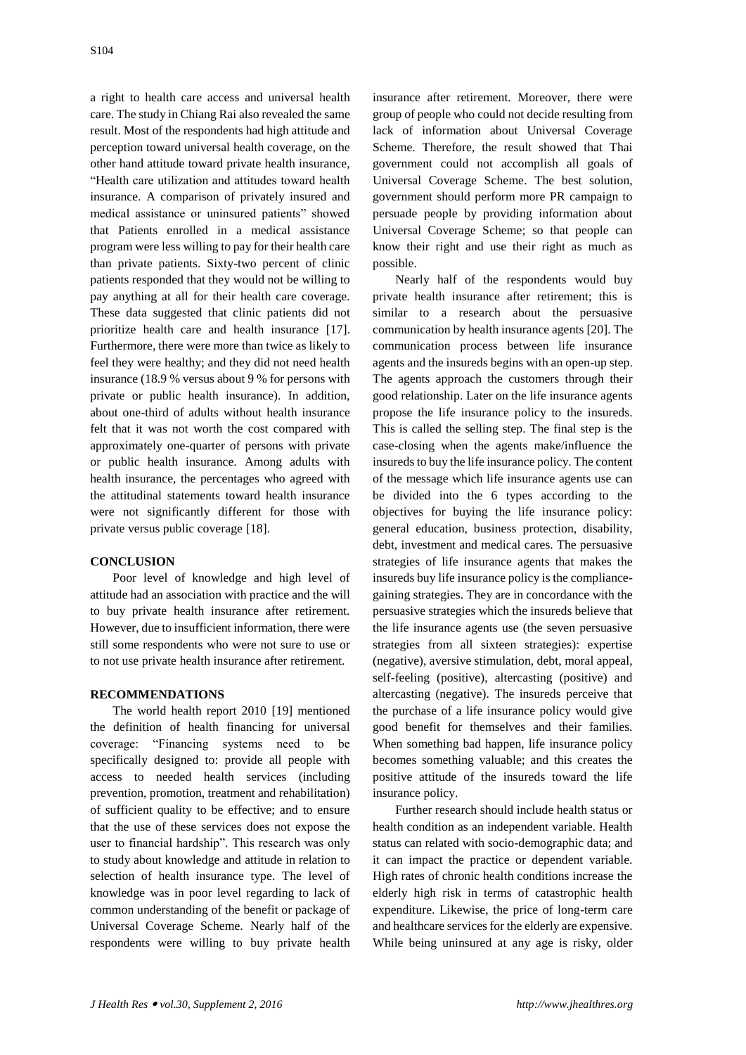a right to health care access and universal health care. The study in Chiang Rai also revealed the same result. Most of the respondents had high attitude and perception toward universal health coverage, on the other hand attitude toward private health insurance, "Health care utilization and attitudes toward health insurance. A comparison of privately insured and medical assistance or uninsured patients" showed that Patients enrolled in a medical assistance program were less willing to pay for their health care than private patients. Sixty-two percent of clinic patients responded that they would not be willing to pay anything at all for their health care coverage. These data suggested that clinic patients did not prioritize health care and health insurance [17]. Furthermore, there were more than twice as likely to feel they were healthy; and they did not need health insurance (18.9 % versus about 9 % for persons with private or public health insurance). In addition, about one-third of adults without health insurance felt that it was not worth the cost compared with approximately one-quarter of persons with private or public health insurance. Among adults with health insurance, the percentages who agreed with the attitudinal statements toward health insurance were not significantly different for those with private versus public coverage [18].

## CONCLUSION

Poor level of knowledge and high level of attitude had an association with practice and the will to buy private health insurance after retirement. However, due to insufficient information, there were still some respondents who were not sure to use or to not use private health insurance after retirement.

## RECOMMENDATIONS

The world health report 2010 [19] mentioned the definition of health financing for universal coverage: "Financing systems need to be specifically designed to: provide all people with access to needed health services (including prevention, promotion, treatment and rehabilitation) of sufficient quality to be effective; and to ensure that the use of these services does not expose the user to financial hardship". This research was only to study about knowledge and attitude in relation to selection of health insurance type. The level of knowledge was in poor level regarding to lack of common understanding of the benefit or package of Universal Coverage Scheme. Nearly half of the respondents were willing to buy private health insurance after retirement. Moreover, there were group of people who could not decide resulting from lack of information about Universal Coverage Scheme. Therefore, the result showed that Thai government could not accomplish all goals of Universal Coverage Scheme. The best solution, government should perform more PR campaign to persuade people by providing information about Universal Coverage Scheme; so that people can know their right and use their right as much as possible.

Nearly half of the respondents would buy private health insurance after retirement; this is similar to a research about the persuasive communication by health insurance agents [20]. The communication process between life insurance agents and the insureds begins with an open-up step. The agents approach the customers through their good relationship. Later on the life insurance agents propose the life insurance policy to the insureds. This is called the selling step. The final step is the case-closing when the agents make/influence the insureds to buy the life insurance policy. The content of the message which life insurance agents use can be divided into the 6 types according to the objectives for buying the life insurance policy: general education, business protection, disability, debt, investment and medical cares. The persuasive strategies of life insurance agents that makes the insureds buy life insurance policy is the compliance-gaining strategies. They are in concordance with the persuasive strategies which the insureds believe that the life insurance agents use (the seven persuasive strategies from all sixteen strategies): expertise (negative), aversive stimulation, debt, moral appeal, self-feeling (positive), altercasting (positive) and altercasting (negative). The insureds perceive that the purchase of a life insurance policy would give good benefit for themselves and their families. When something bad happen, life insurance policy becomes something valuable; and this creates the positive attitude of the insureds toward the life insurance policy.

Further research should include health status or health condition as an independent variable. Health status can related with socio-demographic data; and it can impact the practice or dependent variable. High rates of chronic health conditions increase the elderly high risk in terms of catastrophic health expenditure. Likewise, the price of long-term care and healthcare services for the elderly are expensive. While being uninsured at any age is risky, older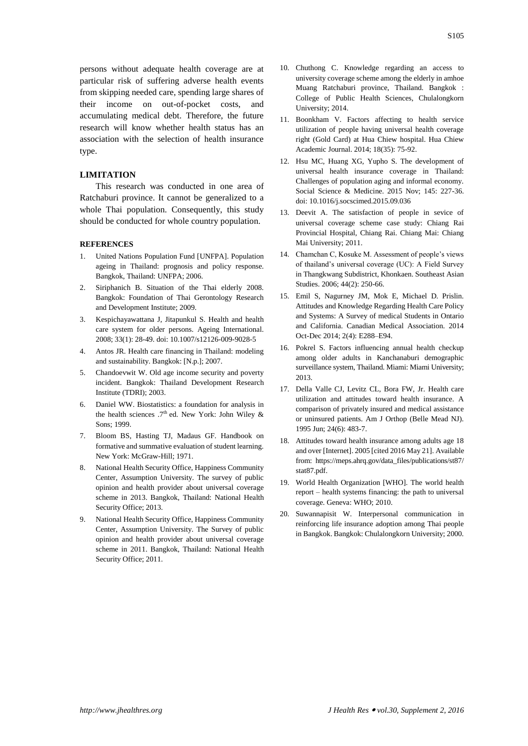persons without adequate health coverage are at particular risk of suffering adverse health events from skipping needed care, spending large shares of their income on out-of-pocket costs, and accumulating medical debt. Therefore, the future research will know whether health status has an association with the selection of health insurance type.

## LIMITATION

This research was conducted in one area of Ratchaburi province. It cannot be generalized to a whole Thai population. Consequently, this study should be conducted for whole country population.

## REFERENCES

1. United Nations Population Fund [UNFPA]. Population ageing in Thailand: prognosis and policy response. Bangkok, Thailand: UNFPA; 2006.
2. Siriphanich B. Situation of the Thai elderly 2008. Bangkok: Foundation of Thai Gerontology Research and Development Institute; 2009.
3. Kespichayawattana J, Jitapunkul S. Health and health care system for older persons. Ageing International. 2008; 33(1): 28-49. doi: 10.1007/s12126-009-9028-5
4. Antos JR. Health care financing in Thailand: modeling and sustainability. Bangkok: [N.p.]; 2007.
5. Chandoevwit W. Old age income security and poverty incident. Bangkok: Thailand Development Research Institute (TDRI); 2003.
6. Daniel WW. Biostatistics: a foundation for analysis in the health sciences .7th ed. New York: John Wiley & Sons; 1999.
7. Bloom BS, Hasting TJ, Madaus GF. Handbook on formative and summative evaluation of student learning. New York: McGraw-Hill; 1971.
8. National Health Security Office, Happiness Community Center, Assumption University. The survey of public opinion and health provider about universal coverage scheme in 2013. Bangkok, Thailand: National Health Security Office; 2013.
9. National Health Security Office, Happiness Community Center, Assumption University. The Survey of public opinion and health provider about universal coverage scheme in 2011. Bangkok, Thailand: National Health Security Office; 2011.
10. Chuthong C. Knowledge regarding an access to university coverage scheme among the elderly in amhoe Muang Ratchaburi province, Thailand. Bangkok : College of Public Health Sciences, Chulalongkorn University; 2014.
11. Boonkham V. Factors affecting to health service utilization of people having universal health coverage right (Gold Card) at Hua Chiew hospital. Hua Chiew Academic Journal. 2014; 18(35): 75-92.
12. Hsu MC, Huang XG, Yupho S. The development of universal health insurance coverage in Thailand: Challenges of population aging and informal economy. Social Science & Medicine. 2015 Nov; 145: 227-36. doi: 10.1016/j.socscimed.2015.09.036
13. Deevit A. The satisfaction of people in sevice of universal coverage scheme case study: Chiang Rai Provincial Hospital, Chiang Rai. Chiang Mai: Chiang Mai University; 2011.
14. Chamchan C, Kosuke M. Assessment of people's views of thailand's universal coverage (UC): A Field Survey in Thangkwang Subdistrict, Khonkaen. Southeast Asian Studies. 2006; 44(2): 250-66.
15. Emil S, Nagurney JM, Mok E, Michael D. Prislin. Attitudes and Knowledge Regarding Health Care Policy and Systems: A Survey of medical Students in Ontario and California. Canadian Medical Association. 2014 Oct-Dec 2014; 2(4): E288–E94.
16. Pokrel S. Factors influencing annual health checkup among older adults in Kanchanaburi demographic surveillance system, Thailand. Miami: Miami University; 2013.
17. Della Valle CJ, Levitz CL, Bora FW, Jr. Health care utilization and attitudes toward health insurance. A comparison of privately insured and medical assistance or uninsured patients. Am J Orthop (Belle Mead NJ). 1995 Jun; 24(6): 483-7.
18. Attitudes toward health insurance among adults age 18 and over [Internet]. 2005 [cited 2016 May 21]. Available from: https://meps.ahrq.gov/data_files/publications/st87/stat87.pdf.
19. World Health Organization [WHO]. The world health report – health systems financing: the path to universal coverage. Geneva: WHO; 2010.
20. Suwannapisit W. Interpersonal communication in reinforcing life insurance adoption among Thai people in Bangkok. Bangkok: Chulalongkorn University; 2000.